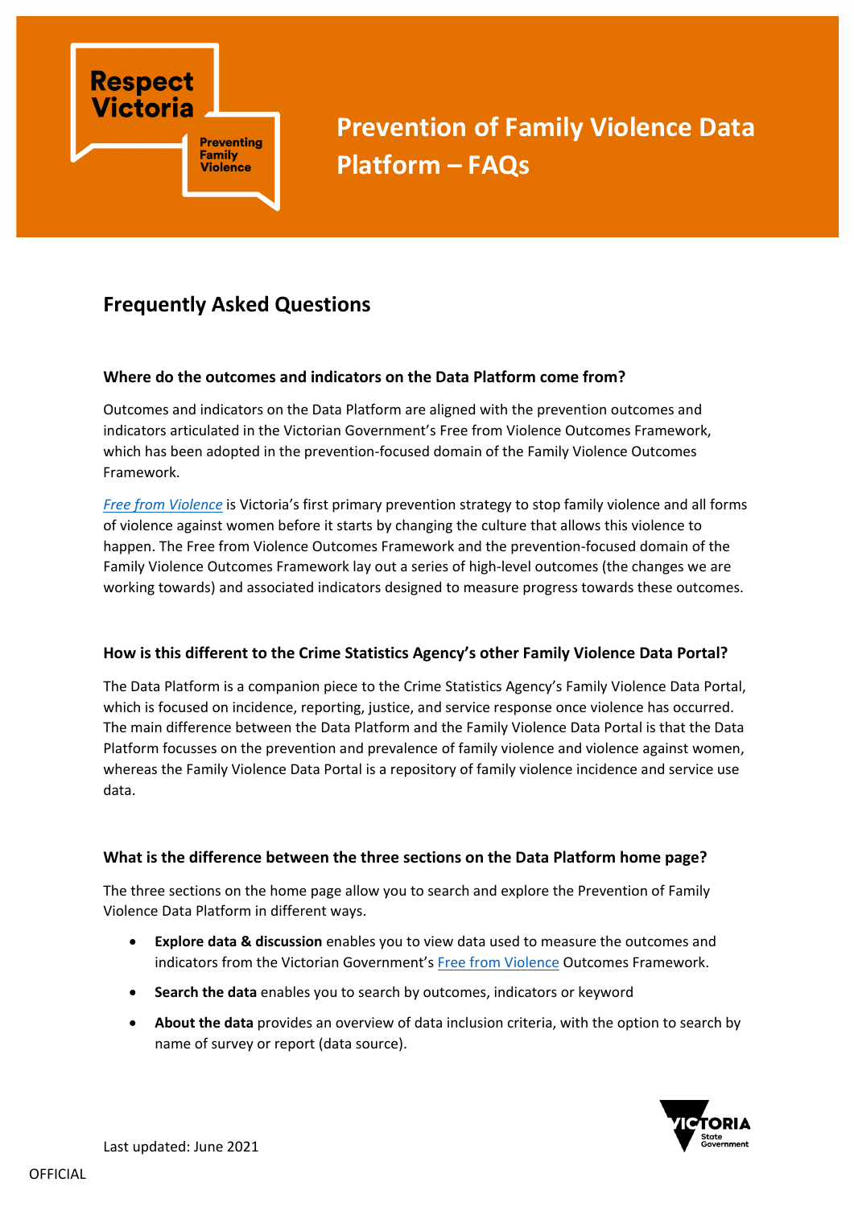# Prevention of Family Violence Data Platform – FAQs

## Frequently Asked Questions

### Where do the outcomes and indicators on the Data Platform come from?

Outcomes and indicators on the Data Platform are aligned with the prevention outcomes and indicators articulated in the Victorian Government's Free from Violence Outcomes Framework, which has been adopted in the prevention-focused domain of the Family Violence Outcomes Framework.

*Free from Violence* is Victoria's first primary prevention strategy to stop family violence and all forms of violence against women before it starts by changing the culture that allows this violence to happen. The Free from Violence Outcomes Framework and the prevention-focused domain of the Family Violence Outcomes Framework lay out a series of high-level outcomes (the changes we are working towards) and associated indicators designed to measure progress towards these outcomes.

### How is this different to the Crime Statistics Agency's other Family Violence Data Portal?

The Data Platform is a companion piece to the Crime Statistics Agency's Family Violence Data Portal, which is focused on incidence, reporting, justice, and service response once violence has occurred. The main difference between the Data Platform and the Family Violence Data Portal is that the Data Platform focusses on the prevention and prevalence of family violence and violence against women, whereas the Family Violence Data Portal is a repository of family violence incidence and service use data.

### What is the difference between the three sections on the Data Platform home page?

The three sections on the home page allow you to search and explore the Prevention of Family Violence Data Platform in different ways.

- **Explore data & discussion** enables you to view data used to measure the outcomes and indicators from the Victorian Government's Free from Violence Outcomes Framework.
- **Search the data** enables you to search by outcomes, indicators or keyword
- **About the data** provides an overview of data inclusion criteria, with the option to search by name of survey or report (data source).

Last updated: June 2021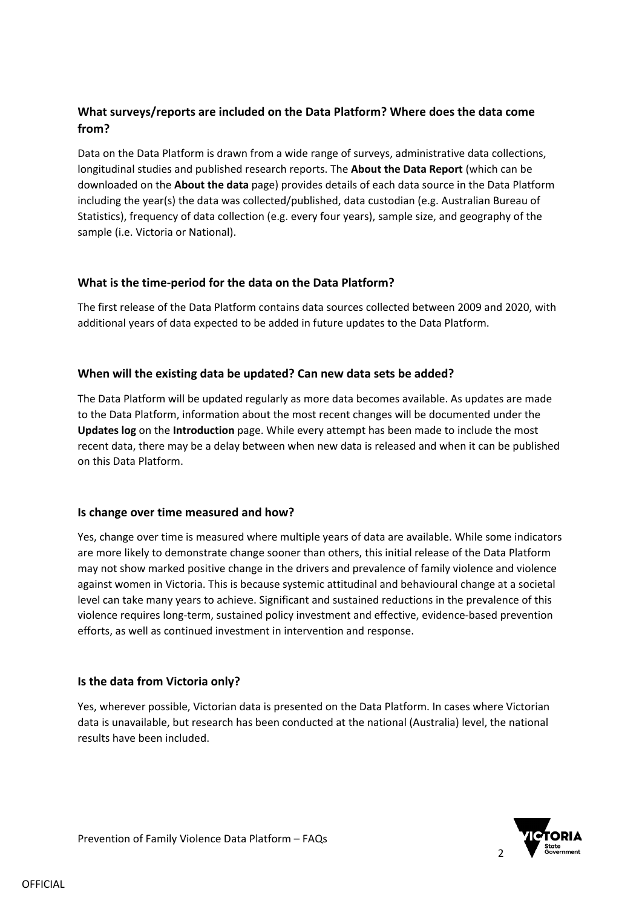### What surveys/reports are included on the Data Platform? Where does the data come from?

Data on the Data Platform is drawn from a wide range of surveys, administrative data collections, longitudinal studies and published research reports. The **About the Data Report** (which can be downloaded on the **About the data** page) provides details of each data source in the Data Platform including the year(s) the data was collected/published, data custodian (e.g. Australian Bureau of Statistics), frequency of data collection (e.g. every four years), sample size, and geography of the sample (i.e. Victoria or National).

### What is the time-period for the data on the Data Platform?

The first release of the Data Platform contains data sources collected between 2009 and 2020, with additional years of data expected to be added in future updates to the Data Platform.

### When will the existing data be updated? Can new data sets be added?

The Data Platform will be updated regularly as more data becomes available. As updates are made to the Data Platform, information about the most recent changes will be documented under the **Updates log** on the **Introduction** page. While every attempt has been made to include the most recent data, there may be a delay between when new data is released and when it can be published on this Data Platform.

### Is change over time measured and how?

Yes, change over time is measured where multiple years of data are available. While some indicators are more likely to demonstrate change sooner than others, this initial release of the Data Platform may not show marked positive change in the drivers and prevalence of family violence and violence against women in Victoria. This is because systemic attitudinal and behavioural change at a societal level can take many years to achieve. Significant and sustained reductions in the prevalence of this violence requires long-term, sustained policy investment and effective, evidence-based prevention efforts, as well as continued investment in intervention and response.

### Is the data from Victoria only?

Yes, wherever possible, Victorian data is presented on the Data Platform. In cases where Victorian data is unavailable, but research has been conducted at the national (Australia) level, the national results have been included.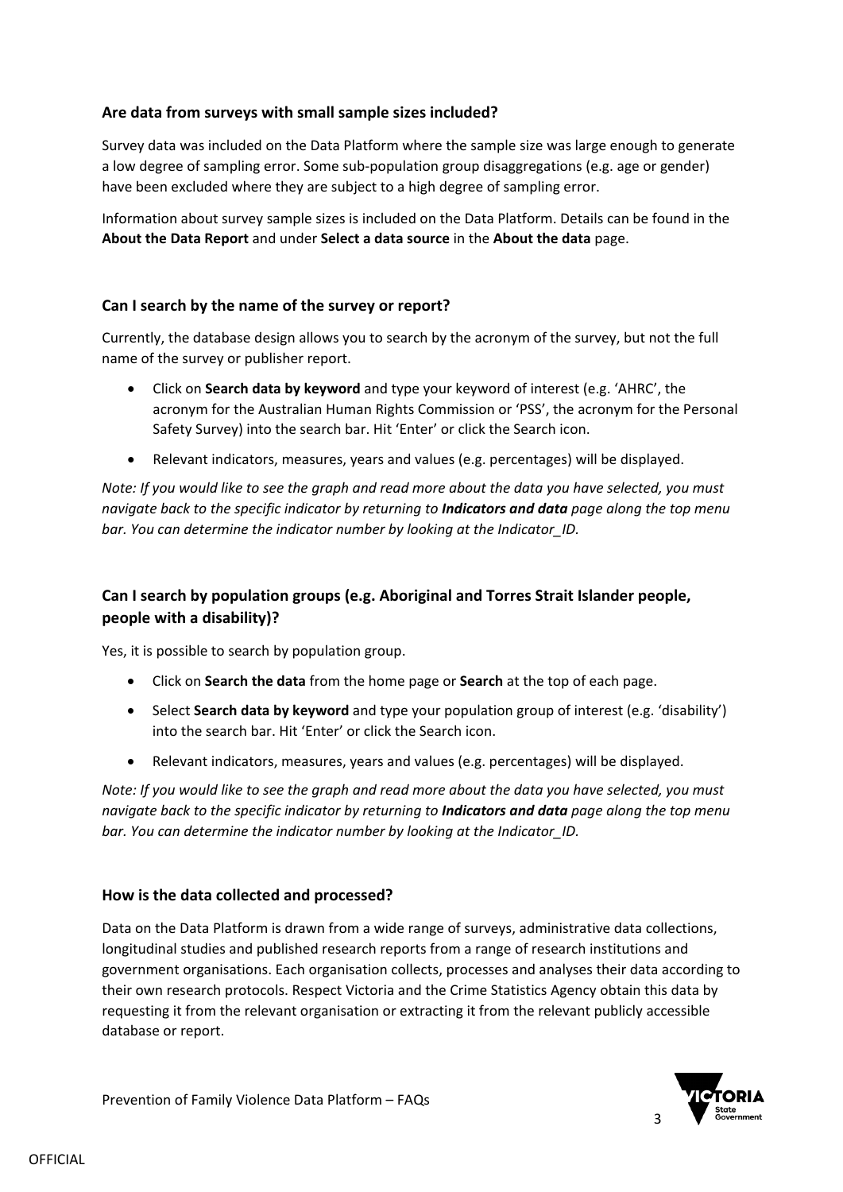### Are data from surveys with small sample sizes included?

Survey data was included on the Data Platform where the sample size was large enough to generate a low degree of sampling error. Some sub-population group disaggregations (e.g. age or gender) have been excluded where they are subject to a high degree of sampling error.

Information about survey sample sizes is included on the Data Platform. Details can be found in the **About the Data Report** and under **Select a data source** in the **About the data** page.

### Can I search by the name of the survey or report?

Currently, the database design allows you to search by the acronym of the survey, but not the full name of the survey or publisher report.

- Click on **Search data by keyword** and type your keyword of interest (e.g. 'AHRC', the acronym for the Australian Human Rights Commission or 'PSS', the acronym for the Personal Safety Survey) into the search bar. Hit 'Enter' or click the Search icon.
- Relevant indicators, measures, years and values (e.g. percentages) will be displayed.

*Note: If you would like to see the graph and read more about the data you have selected, you must navigate back to the specific indicator by returning to **Indicators and data** page along the top menu bar. You can determine the indicator number by looking at the Indicator_ID.*

### Can I search by population groups (e.g. Aboriginal and Torres Strait Islander people, people with a disability)?

Yes, it is possible to search by population group.

- Click on **Search the data** from the home page or **Search** at the top of each page.
- Select **Search data by keyword** and type your population group of interest (e.g. 'disability') into the search bar. Hit 'Enter' or click the Search icon.
- Relevant indicators, measures, years and values (e.g. percentages) will be displayed.

*Note: If you would like to see the graph and read more about the data you have selected, you must navigate back to the specific indicator by returning to **Indicators and data** page along the top menu bar. You can determine the indicator number by looking at the Indicator_ID.*

### How is the data collected and processed?

Data on the Data Platform is drawn from a wide range of surveys, administrative data collections, longitudinal studies and published research reports from a range of research institutions and government organisations. Each organisation collects, processes and analyses their data according to their own research protocols. Respect Victoria and the Crime Statistics Agency obtain this data by requesting it from the relevant organisation or extracting it from the relevant publicly accessible database or report.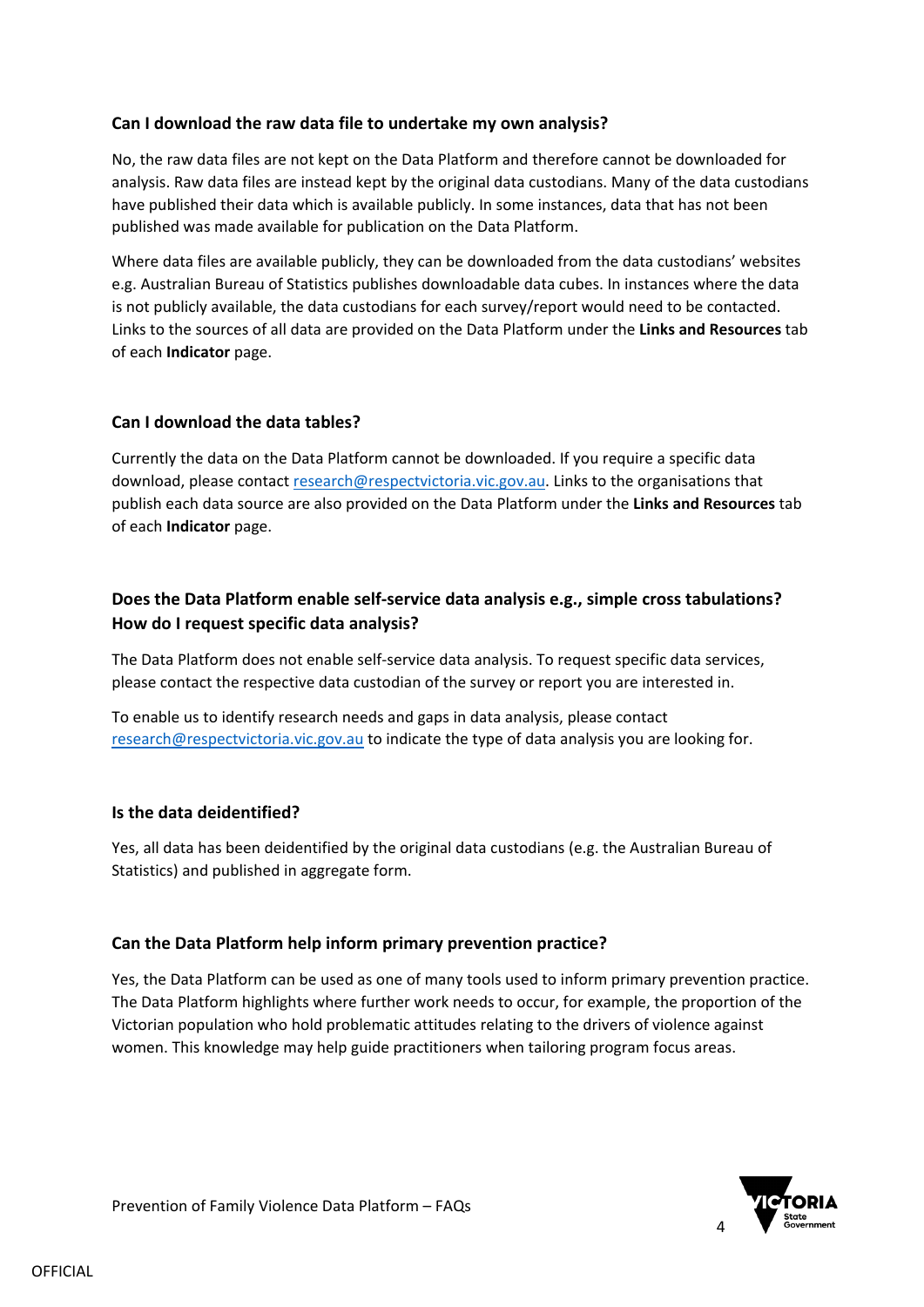### Can I download the raw data file to undertake my own analysis?

No, the raw data files are not kept on the Data Platform and therefore cannot be downloaded for analysis. Raw data files are instead kept by the original data custodians. Many of the data custodians have published their data which is available publicly. In some instances, data that has not been published was made available for publication on the Data Platform.

Where data files are available publicly, they can be downloaded from the data custodians' websites e.g. Australian Bureau of Statistics publishes downloadable data cubes. In instances where the data is not publicly available, the data custodians for each survey/report would need to be contacted. Links to the sources of all data are provided on the Data Platform under the **Links and Resources** tab of each **Indicator** page.

### Can I download the data tables?

Currently the data on the Data Platform cannot be downloaded. If you require a specific data download, please contact research@respectvictoria.vic.gov.au. Links to the organisations that publish each data source are also provided on the Data Platform under the **Links and Resources** tab of each **Indicator** page.

### Does the Data Platform enable self-service data analysis e.g., simple cross tabulations? How do I request specific data analysis?

The Data Platform does not enable self-service data analysis. To request specific data services, please contact the respective data custodian of the survey or report you are interested in.

To enable us to identify research needs and gaps in data analysis, please contact research@respectvictoria.vic.gov.au to indicate the type of data analysis you are looking for.

### Is the data deidentified?

Yes, all data has been deidentified by the original data custodians (e.g. the Australian Bureau of Statistics) and published in aggregate form.

### Can the Data Platform help inform primary prevention practice?

Yes, the Data Platform can be used as one of many tools used to inform primary prevention practice. The Data Platform highlights where further work needs to occur, for example, the proportion of the Victorian population who hold problematic attitudes relating to the drivers of violence against women. This knowledge may help guide practitioners when tailoring program focus areas.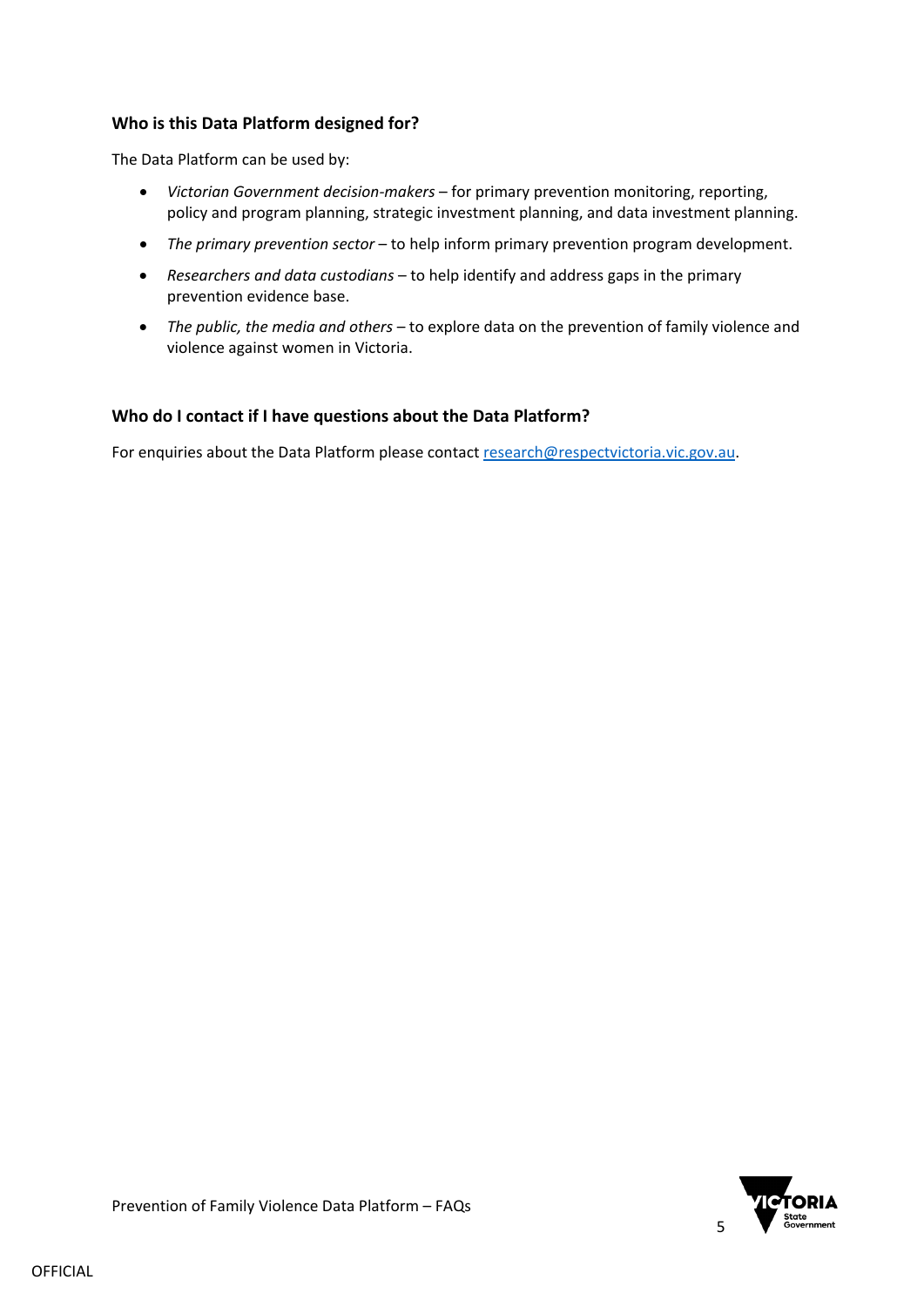### Who is this Data Platform designed for?

The Data Platform can be used by:

- *Victorian Government decision-makers* – for primary prevention monitoring, reporting, policy and program planning, strategic investment planning, and data investment planning.
- *The primary prevention sector* – to help inform primary prevention program development.
- *Researchers and data custodians* – to help identify and address gaps in the primary prevention evidence base.
- *The public, the media and others* – to explore data on the prevention of family violence and violence against women in Victoria.

### Who do I contact if I have questions about the Data Platform?

For enquiries about the Data Platform please contact research@respectvictoria.vic.gov.au.